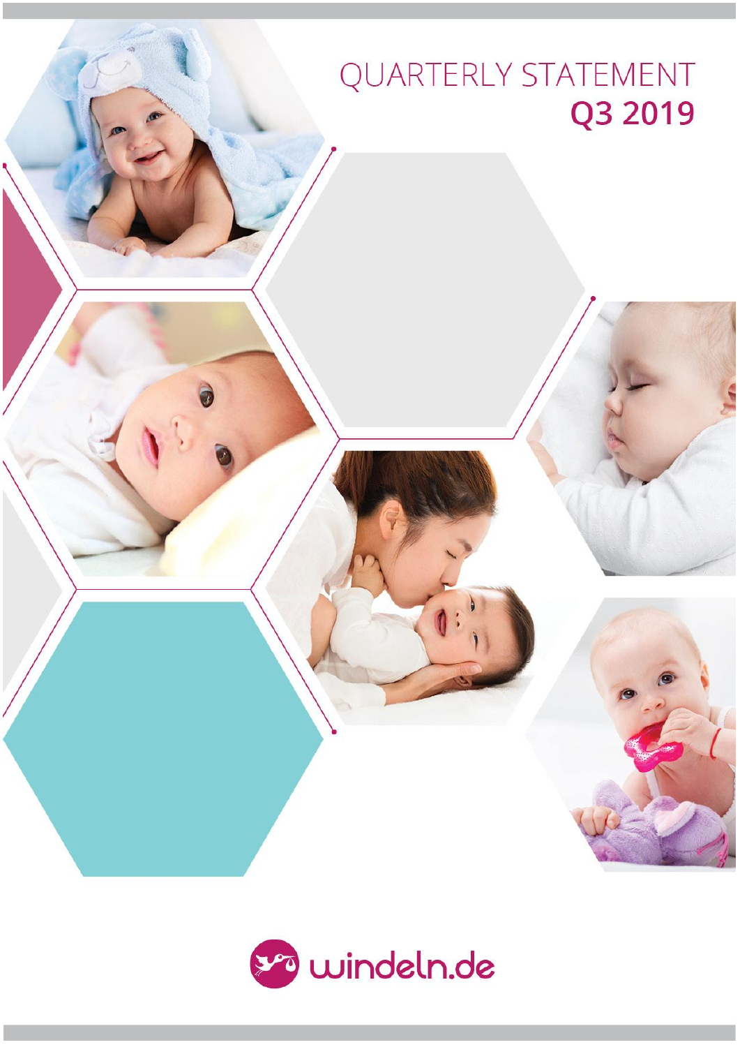# QUARTERLY STATEMENT

## Q3 2019

windeln.de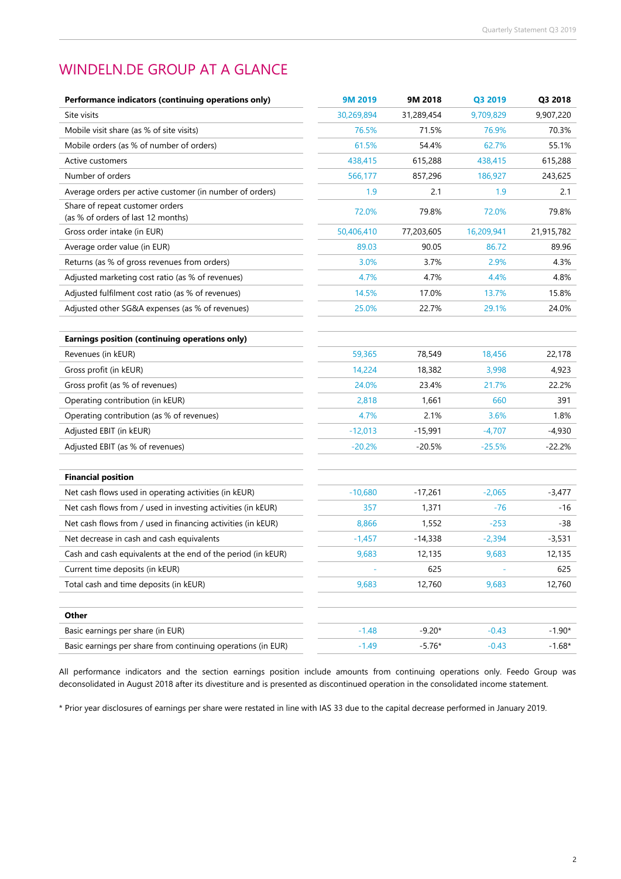# WINDELN.DE GROUP AT A GLANCE

| Performance indicators (continuing operations only) | 9M 2019 | 9M 2018 | Q3 2019 | Q3 2018 |
|---|---|---|---|---|
| Site visits | 30,269,894 | 31,289,454 | 9,709,829 | 9,907,220 |
| Mobile visit share (as % of site visits) | 76.5% | 71.5% | 76.9% | 70.3% |
| Mobile orders (as % of number of orders) | 61.5% | 54.4% | 62.7% | 55.1% |
| Active customers | 438,415 | 615,288 | 438,415 | 615,288 |
| Number of orders | 566,177 | 857,296 | 186,927 | 243,625 |
| Average orders per active customer (in number of orders) | 1.9 | 2.1 | 1.9 | 2.1 |
| Share of repeat customer orders (as % of orders of last 12 months) | 72.0% | 79.8% | 72.0% | 79.8% |
| Gross order intake (in EUR) | 50,406,410 | 77,203,605 | 16,209,941 | 21,915,782 |
| Average order value (in EUR) | 89.03 | 90.05 | 86.72 | 89.96 |
| Returns (as % of gross revenues from orders) | 3.0% | 3.7% | 2.9% | 4.3% |
| Adjusted marketing cost ratio (as % of revenues) | 4.7% | 4.7% | 4.4% | 4.8% |
| Adjusted fulfilment cost ratio (as % of revenues) | 14.5% | 17.0% | 13.7% | 15.8% |
| Adjusted other SG&A expenses (as % of revenues) | 25.0% | 22.7% | 29.1% | 24.0% |
| | | | | |
| **Earnings position (continuing operations only)** | | | | |
| Revenues (in kEUR) | 59,365 | 78,549 | 18,456 | 22,178 |
| Gross profit (in kEUR) | 14,224 | 18,382 | 3,998 | 4,923 |
| Gross profit (as % of revenues) | 24.0% | 23.4% | 21.7% | 22.2% |
| Operating contribution (in kEUR) | 2,818 | 1,661 | 660 | 391 |
| Operating contribution (as % of revenues) | 4.7% | 2.1% | 3.6% | 1.8% |
| Adjusted EBIT (in kEUR) | -12,013 | -15,991 | -4,707 | -4,930 |
| Adjusted EBIT (as % of revenues) | -20.2% | -20.5% | -25.5% | -22.2% |
| | | | | |
| **Financial position** | | | | |
| Net cash flows used in operating activities (in kEUR) | -10,680 | -17,261 | -2,065 | -3,477 |
| Net cash flows from / used in investing activities (in kEUR) | 357 | 1,371 | -76 | -16 |
| Net cash flows from / used in financing activities (in kEUR) | 8,866 | 1,552 | -253 | -38 |
| Net decrease in cash and cash equivalents | -1,457 | -14,338 | -2,394 | -3,531 |
| Cash and cash equivalents at the end of the period (in kEUR) | 9,683 | 12,135 | 9,683 | 12,135 |
| Current time deposits (in kEUR) | - | 625 | - | 625 |
| Total cash and time deposits (in kEUR) | 9,683 | 12,760 | 9,683 | 12,760 |
| | | | | |
| **Other** | | | | |
| Basic earnings per share (in EUR) | -1.48 | -9.20* | -0.43 | -1.90* |
| Basic earnings per share from continuing operations (in EUR) | -1.49 | -5.76* | -0.43 | -1.68* |

All performance indicators and the section earnings position include amounts from continuing operations only. Feedo Group was deconsolidated in August 2018 after its divestiture and is presented as discontinued operation in the consolidated income statement.

* Prior year disclosures of earnings per share were restated in line with IAS 33 due to the capital decrease performed in January 2019.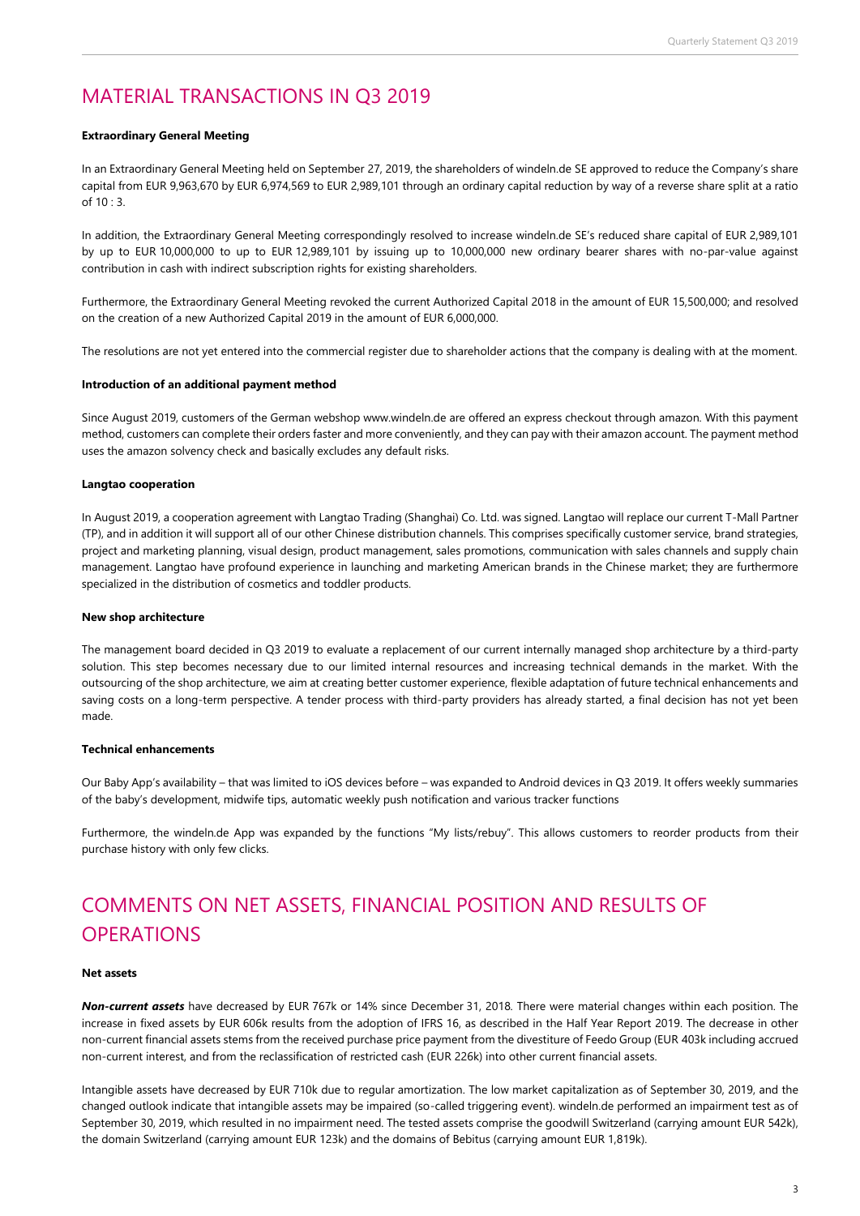# MATERIAL TRANSACTIONS IN Q3 2019

**Extraordinary General Meeting**

In an Extraordinary General Meeting held on September 27, 2019, the shareholders of windeln.de SE approved to reduce the Company's share capital from EUR 9,963,670 by EUR 6,974,569 to EUR 2,989,101 through an ordinary capital reduction by way of a reverse share split at a ratio of 10 : 3.

In addition, the Extraordinary General Meeting correspondingly resolved to increase windeln.de SE's reduced share capital of EUR 2,989,101 by up to EUR 10,000,000 to up to EUR 12,989,101 by issuing up to 10,000,000 new ordinary bearer shares with no-par-value against contribution in cash with indirect subscription rights for existing shareholders.

Furthermore, the Extraordinary General Meeting revoked the current Authorized Capital 2018 in the amount of EUR 15,500,000; and resolved on the creation of a new Authorized Capital 2019 in the amount of EUR 6,000,000.

The resolutions are not yet entered into the commercial register due to shareholder actions that the company is dealing with at the moment.

**Introduction of an additional payment method**

Since August 2019, customers of the German webshop www.windeln.de are offered an express checkout through amazon. With this payment method, customers can complete their orders faster and more conveniently, and they can pay with their amazon account. The payment method uses the amazon solvency check and basically excludes any default risks.

**Langtao cooperation**

In August 2019, a cooperation agreement with Langtao Trading (Shanghai) Co. Ltd. was signed. Langtao will replace our current T-Mall Partner (TP), and in addition it will support all of our other Chinese distribution channels. This comprises specifically customer service, brand strategies, project and marketing planning, visual design, product management, sales promotions, communication with sales channels and supply chain management. Langtao have profound experience in launching and marketing American brands in the Chinese market; they are furthermore specialized in the distribution of cosmetics and toddler products.

**New shop architecture**

The management board decided in Q3 2019 to evaluate a replacement of our current internally managed shop architecture by a third-party solution. This step becomes necessary due to our limited internal resources and increasing technical demands in the market. With the outsourcing of the shop architecture, we aim at creating better customer experience, flexible adaptation of future technical enhancements and saving costs on a long-term perspective. A tender process with third-party providers has already started, a final decision has not yet been made.

**Technical enhancements**

Our Baby App's availability – that was limited to iOS devices before – was expanded to Android devices in Q3 2019. It offers weekly summaries of the baby's development, midwife tips, automatic weekly push notification and various tracker functions

Furthermore, the windeln.de App was expanded by the functions "My lists/rebuy". This allows customers to reorder products from their purchase history with only few clicks.

# COMMENTS ON NET ASSETS, FINANCIAL POSITION AND RESULTS OF OPERATIONS

**Net assets**

***Non-current assets*** have decreased by EUR 767k or 14% since December 31, 2018. There were material changes within each position. The increase in fixed assets by EUR 606k results from the adoption of IFRS 16, as described in the Half Year Report 2019. The decrease in other non-current financial assets stems from the received purchase price payment from the divestiture of Feedo Group (EUR 403k including accrued non-current interest, and from the reclassification of restricted cash (EUR 226k) into other current financial assets.

Intangible assets have decreased by EUR 710k due to regular amortization. The low market capitalization as of September 30, 2019, and the changed outlook indicate that intangible assets may be impaired (so-called triggering event). windeln.de performed an impairment test as of September 30, 2019, which resulted in no impairment need. The tested assets comprise the goodwill Switzerland (carrying amount EUR 542k), the domain Switzerland (carrying amount EUR 123k) and the domains of Bebitus (carrying amount EUR 1,819k).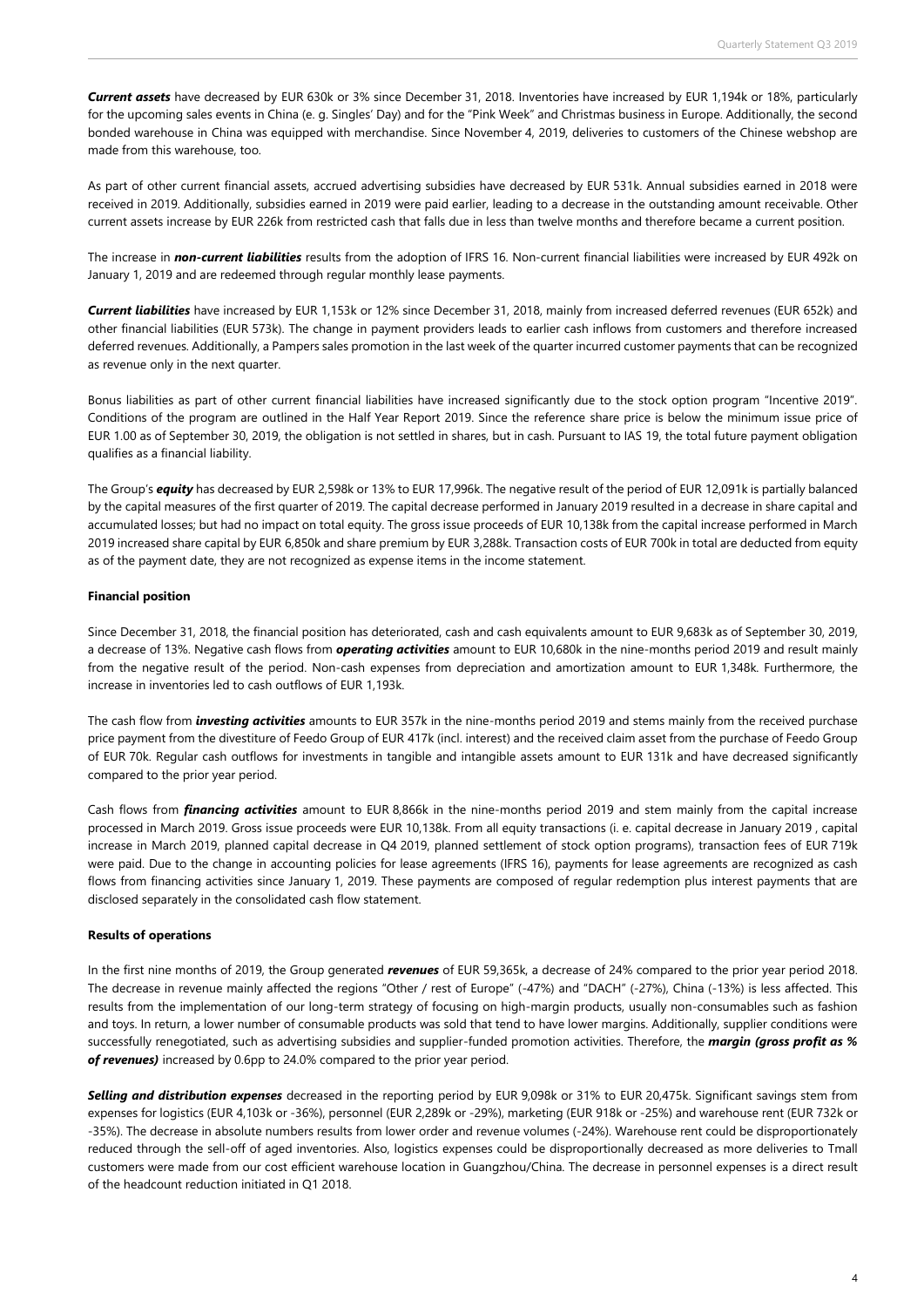***Current assets*** have decreased by EUR 630k or 3% since December 31, 2018. Inventories have increased by EUR 1,194k or 18%, particularly for the upcoming sales events in China (e. g. Singles' Day) and for the "Pink Week" and Christmas business in Europe. Additionally, the second bonded warehouse in China was equipped with merchandise. Since November 4, 2019, deliveries to customers of the Chinese webshop are made from this warehouse, too.

As part of other current financial assets, accrued advertising subsidies have decreased by EUR 531k. Annual subsidies earned in 2018 were received in 2019. Additionally, subsidies earned in 2019 were paid earlier, leading to a decrease in the outstanding amount receivable. Other current assets increase by EUR 226k from restricted cash that falls due in less than twelve months and therefore became a current position.

The increase in ***non-current liabilities*** results from the adoption of IFRS 16. Non-current financial liabilities were increased by EUR 492k on January 1, 2019 and are redeemed through regular monthly lease payments.

***Current liabilities*** have increased by EUR 1,153k or 12% since December 31, 2018, mainly from increased deferred revenues (EUR 652k) and other financial liabilities (EUR 573k). The change in payment providers leads to earlier cash inflows from customers and therefore increased deferred revenues. Additionally, a Pampers sales promotion in the last week of the quarter incurred customer payments that can be recognized as revenue only in the next quarter.

Bonus liabilities as part of other current financial liabilities have increased significantly due to the stock option program "Incentive 2019". Conditions of the program are outlined in the Half Year Report 2019. Since the reference share price is below the minimum issue price of EUR 1.00 as of September 30, 2019, the obligation is not settled in shares, but in cash. Pursuant to IAS 19, the total future payment obligation qualifies as a financial liability.

The Group's ***equity*** has decreased by EUR 2,598k or 13% to EUR 17,996k. The negative result of the period of EUR 12,091k is partially balanced by the capital measures of the first quarter of 2019. The capital decrease performed in January 2019 resulted in a decrease in share capital and accumulated losses; but had no impact on total equity. The gross issue proceeds of EUR 10,138k from the capital increase performed in March 2019 increased share capital by EUR 6,850k and share premium by EUR 3,288k. Transaction costs of EUR 700k in total are deducted from equity as of the payment date, they are not recognized as expense items in the income statement.

**Financial position**

Since December 31, 2018, the financial position has deteriorated, cash and cash equivalents amount to EUR 9,683k as of September 30, 2019, a decrease of 13%. Negative cash flows from ***operating activities*** amount to EUR 10,680k in the nine-months period 2019 and result mainly from the negative result of the period. Non-cash expenses from depreciation and amortization amount to EUR 1,348k. Furthermore, the increase in inventories led to cash outflows of EUR 1,193k.

The cash flow from ***investing activities*** amounts to EUR 357k in the nine-months period 2019 and stems mainly from the received purchase price payment from the divestiture of Feedo Group of EUR 417k (incl. interest) and the received claim asset from the purchase of Feedo Group of EUR 70k. Regular cash outflows for investments in tangible and intangible assets amount to EUR 131k and have decreased significantly compared to the prior year period.

Cash flows from ***financing activities*** amount to EUR 8,866k in the nine-months period 2019 and stem mainly from the capital increase processed in March 2019. Gross issue proceeds were EUR 10,138k. From all equity transactions (i. e. capital decrease in January 2019 , capital increase in March 2019, planned capital decrease in Q4 2019, planned settlement of stock option programs), transaction fees of EUR 719k were paid. Due to the change in accounting policies for lease agreements (IFRS 16), payments for lease agreements are recognized as cash flows from financing activities since January 1, 2019. These payments are composed of regular redemption plus interest payments that are disclosed separately in the consolidated cash flow statement.

**Results of operations**

In the first nine months of 2019, the Group generated ***revenues*** of EUR 59,365k, a decrease of 24% compared to the prior year period 2018. The decrease in revenue mainly affected the regions "Other / rest of Europe" (-47%) and "DACH" (-27%), China (-13%) is less affected. This results from the implementation of our long-term strategy of focusing on high-margin products, usually non-consumables such as fashion and toys. In return, a lower number of consumable products was sold that tend to have lower margins. Additionally, supplier conditions were successfully renegotiated, such as advertising subsidies and supplier-funded promotion activities. Therefore, the ***margin (gross profit as % of revenues)*** increased by 0.6pp to 24.0% compared to the prior year period.

***Selling and distribution expenses*** decreased in the reporting period by EUR 9,098k or 31% to EUR 20,475k. Significant savings stem from expenses for logistics (EUR 4,103k or -36%), personnel (EUR 2,289k or -29%), marketing (EUR 918k or -25%) and warehouse rent (EUR 732k or -35%). The decrease in absolute numbers results from lower order and revenue volumes (-24%). Warehouse rent could be disproportionately reduced through the sell-off of aged inventories. Also, logistics expenses could be disproportionally decreased as more deliveries to Tmall customers were made from our cost efficient warehouse location in Guangzhou/China. The decrease in personnel expenses is a direct result of the headcount reduction initiated in Q1 2018.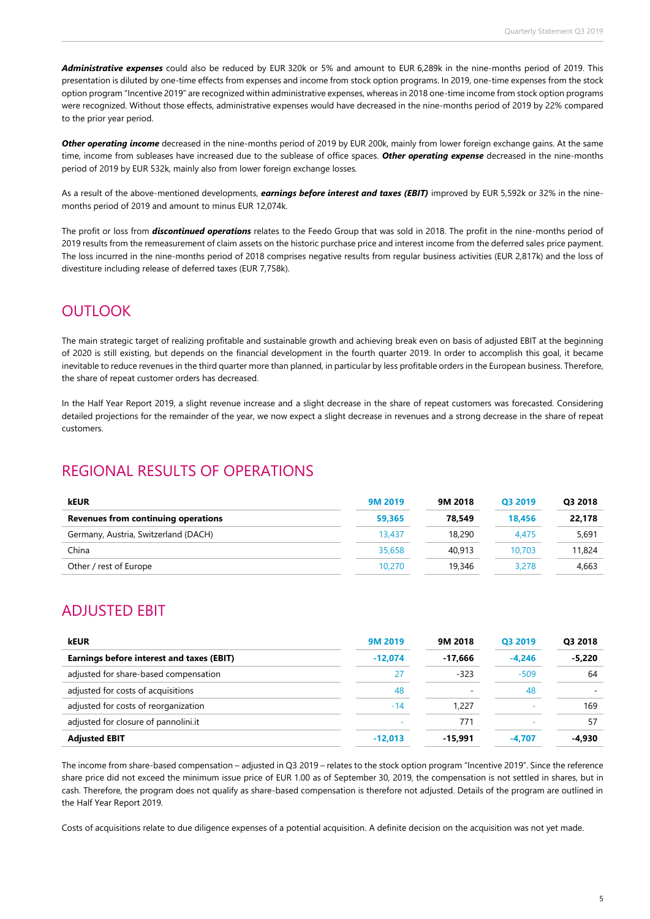***Administrative expenses*** could also be reduced by EUR 320k or 5% and amount to EUR 6,289k in the nine-months period of 2019. This presentation is diluted by one-time effects from expenses and income from stock option programs. In 2019, one-time expenses from the stock option program "Incentive 2019" are recognized within administrative expenses, whereas in 2018 one-time income from stock option programs were recognized. Without those effects, administrative expenses would have decreased in the nine-months period of 2019 by 22% compared to the prior year period.

***Other operating income*** decreased in the nine-months period of 2019 by EUR 200k, mainly from lower foreign exchange gains. At the same time, income from subleases have increased due to the sublease of office spaces. ***Other operating expense*** decreased in the nine-months period of 2019 by EUR 532k, mainly also from lower foreign exchange losses.

As a result of the above-mentioned developments, ***earnings before interest and taxes (EBIT)*** improved by EUR 5,592k or 32% in the nine-months period of 2019 and amount to minus EUR 12,074k.

The profit or loss from ***discontinued operations*** relates to the Feedo Group that was sold in 2018. The profit in the nine-months period of 2019 results from the remeasurement of claim assets on the historic purchase price and interest income from the deferred sales price payment. The loss incurred in the nine-months period of 2018 comprises negative results from regular business activities (EUR 2,817k) and the loss of divestiture including release of deferred taxes (EUR 7,758k).

## OUTLOOK

The main strategic target of realizing profitable and sustainable growth and achieving break even on basis of adjusted EBIT at the beginning of 2020 is still existing, but depends on the financial development in the fourth quarter 2019. In order to accomplish this goal, it became inevitable to reduce revenues in the third quarter more than planned, in particular by less profitable orders in the European business. Therefore, the share of repeat customer orders has decreased.

In the Half Year Report 2019, a slight revenue increase and a slight decrease in the share of repeat customers was forecasted. Considering detailed projections for the remainder of the year, we now expect a slight decrease in revenues and a strong decrease in the share of repeat customers.

## REGIONAL RESULTS OF OPERATIONS

| kEUR | 9M 2019 | 9M 2018 | Q3 2019 | Q3 2018 |
|---|---|---|---|---|
| **Revenues from continuing operations** | **59,365** | **78,549** | **18,456** | **22,178** |
| Germany, Austria, Switzerland (DACH) | 13,437 | 18,290 | 4,475 | 5,691 |
| China | 35,658 | 40,913 | 10,703 | 11,824 |
| Other / rest of Europe | 10,270 | 19,346 | 3,278 | 4,663 |

## ADJUSTED EBIT

| kEUR | 9M 2019 | 9M 2018 | Q3 2019 | Q3 2018 |
|---|---|---|---|---|
| **Earnings before interest and taxes (EBIT)** | **-12,074** | **-17,666** | **-4,246** | **-5,220** |
| adjusted for share-based compensation | 27 | -323 | -509 | 64 |
| adjusted for costs of acquisitions | 48 | - | 48 | - |
| adjusted for costs of reorganization | -14 | 1,227 | - | 169 |
| adjusted for closure of pannolini.it | - | 771 | - | 57 |
| **Adjusted EBIT** | **-12,013** | **-15,991** | **-4,707** | **-4,930** |

The income from share-based compensation – adjusted in Q3 2019 – relates to the stock option program "Incentive 2019". Since the reference share price did not exceed the minimum issue price of EUR 1.00 as of September 30, 2019, the compensation is not settled in shares, but in cash. Therefore, the program does not qualify as share-based compensation is therefore not adjusted. Details of the program are outlined in the Half Year Report 2019.

Costs of acquisitions relate to due diligence expenses of a potential acquisition. A definite decision on the acquisition was not yet made.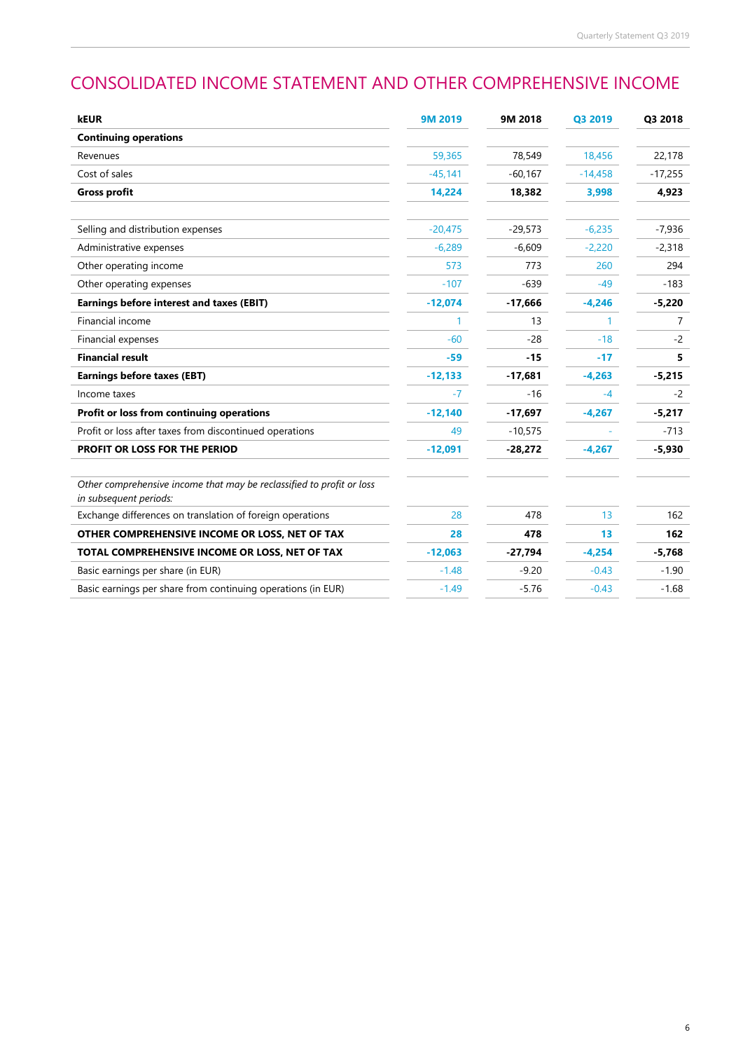# CONSOLIDATED INCOME STATEMENT AND OTHER COMPREHENSIVE INCOME

| kEUR | 9M 2019 | 9M 2018 | Q3 2019 | Q3 2018 |
|---|---|---|---|---|
| **Continuing operations** | | | | |
| Revenues | 59,365 | 78,549 | 18,456 | 22,178 |
| Cost of sales | -45,141 | -60,167 | -14,458 | -17,255 |
| **Gross profit** | **14,224** | **18,382** | **3,998** | **4,923** |
| | | | | |
| Selling and distribution expenses | -20,475 | -29,573 | -6,235 | -7,936 |
| Administrative expenses | -6,289 | -6,609 | -2,220 | -2,318 |
| Other operating income | 573 | 773 | 260 | 294 |
| Other operating expenses | -107 | -639 | -49 | -183 |
| **Earnings before interest and taxes (EBIT)** | **-12,074** | **-17,666** | **-4,246** | **-5,220** |
| Financial income | 1 | 13 | 1 | 7 |
| Financial expenses | -60 | -28 | -18 | -2 |
| **Financial result** | **-59** | **-15** | **-17** | **5** |
| **Earnings before taxes (EBT)** | **-12,133** | **-17,681** | **-4,263** | **-5,215** |
| Income taxes | -7 | -16 | -4 | -2 |
| **Profit or loss from continuing operations** | **-12,140** | **-17,697** | **-4,267** | **-5,217** |
| Profit or loss after taxes from discontinued operations | 49 | -10,575 | - | -713 |
| **PROFIT OR LOSS FOR THE PERIOD** | **-12,091** | **-28,272** | **-4,267** | **-5,930** |
| | | | | |
| *Other comprehensive income that may be reclassified to profit or loss in subsequent periods:* | | | | |
| Exchange differences on translation of foreign operations | 28 | 478 | 13 | 162 |
| **OTHER COMPREHENSIVE INCOME OR LOSS, NET OF TAX** | **28** | **478** | **13** | **162** |
| **TOTAL COMPREHENSIVE INCOME OR LOSS, NET OF TAX** | **-12,063** | **-27,794** | **-4,254** | **-5,768** |
| Basic earnings per share (in EUR) | -1.48 | -9.20 | -0.43 | -1.90 |
| Basic earnings per share from continuing operations (in EUR) | -1.49 | -5.76 | -0.43 | -1.68 |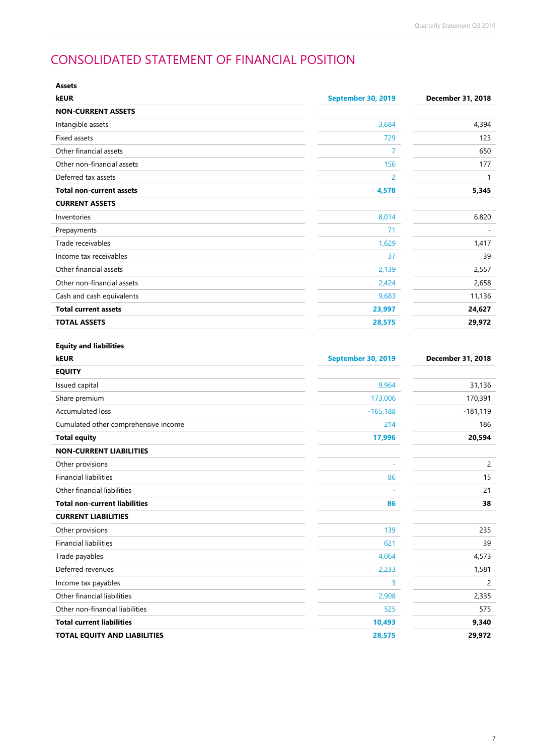# CONSOLIDATED STATEMENT OF FINANCIAL POSITION

**Assets**

| kEUR | September 30, 2019 | December 31, 2018 |
|---|---|---|
| **NON-CURRENT ASSETS** | | |
| Intangible assets | 3,684 | 4,394 |
| Fixed assets | 729 | 123 |
| Other financial assets | 7 | 650 |
| Other non-financial assets | 156 | 177 |
| Deferred tax assets | 2 | 1 |
| **Total non-current assets** | **4,578** | **5,345** |
| **CURRENT ASSETS** | | |
| Inventories | 8,014 | 6.820 |
| Prepayments | 71 | - |
| Trade receivables | 1,629 | 1,417 |
| Income tax receivables | 37 | 39 |
| Other financial assets | 2,139 | 2,557 |
| Other non-financial assets | 2,424 | 2,658 |
| Cash and cash equivalents | 9,683 | 11,136 |
| **Total current assets** | **23,997** | **24,627** |
| **TOTAL ASSETS** | **28,575** | **29,972** |

**Equity and liabilities**

| kEUR | September 30, 2019 | December 31, 2018 |
|---|---|---|
| **EQUITY** | | |
| Issued capital | 9,964 | 31,136 |
| Share premium | 173,006 | 170,391 |
| Accumulated loss | -165,188 | -181,119 |
| Cumulated other comprehensive income | 214 | 186 |
| **Total equity** | **17,996** | **20,594** |
| **NON-CURRENT LIABILITIES** | | |
| Other provisions | - | 2 |
| Financial liabilities | 86 | 15 |
| Other financial liabilities | - | 21 |
| **Total non-current liabilities** | **86** | **38** |
| **CURRENT LIABILITIES** | | |
| Other provisions | 139 | 235 |
| Financial liabilities | 621 | 39 |
| Trade payables | 4,064 | 4,573 |
| Deferred revenues | 2,233 | 1,581 |
| Income tax payables | 3 | 2 |
| Other financial liabilities | 2,908 | 2,335 |
| Other non-financial liabilities | 525 | 575 |
| **Total current liabilities** | **10,493** | **9,340** |
| **TOTAL EQUITY AND LIABILITIES** | **28,575** | **29,972** |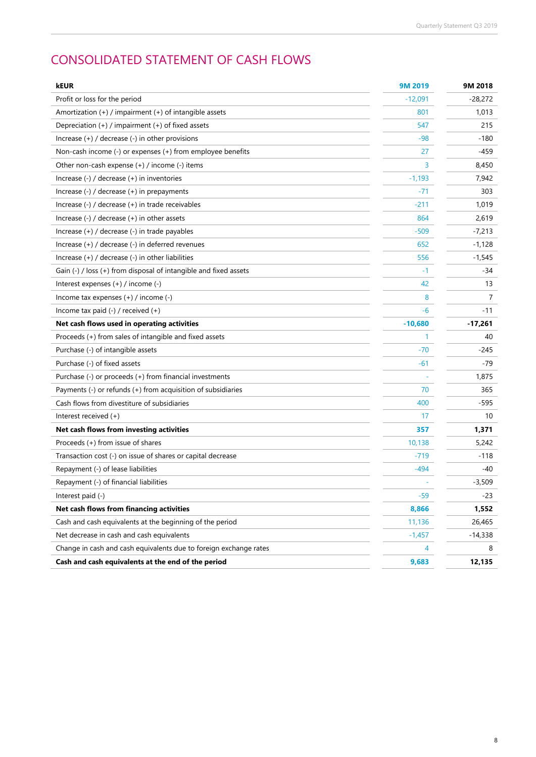# CONSOLIDATED STATEMENT OF CASH FLOWS

| kEUR | 9M 2019 | 9M 2018 |
|---|---|---|
| Profit or loss for the period | -12,091 | -28,272 |
| Amortization (+) / impairment (+) of intangible assets | 801 | 1,013 |
| Depreciation (+) / impairment (+) of fixed assets | 547 | 215 |
| Increase (+) / decrease (-) in other provisions | -98 | -180 |
| Non-cash income (-) or expenses (+) from employee benefits | 27 | -459 |
| Other non-cash expense (+) / income (-) items | 3 | 8,450 |
| Increase (-) / decrease (+) in inventories | -1,193 | 7,942 |
| Increase (-) / decrease (+) in prepayments | -71 | 303 |
| Increase (-) / decrease (+) in trade receivables | -211 | 1,019 |
| Increase (-) / decrease (+) in other assets | 864 | 2,619 |
| Increase (+) / decrease (-) in trade payables | -509 | -7,213 |
| Increase (+) / decrease (-) in deferred revenues | 652 | -1,128 |
| Increase (+) / decrease (-) in other liabilities | 556 | -1,545 |
| Gain (-) / loss (+) from disposal of intangible and fixed assets | -1 | -34 |
| Interest expenses (+) / income (-) | 42 | 13 |
| Income tax expenses (+) / income (-) | 8 | 7 |
| Income tax paid (-) / received (+) | -6 | -11 |
| **Net cash flows used in operating activities** | **-10,680** | **-17,261** |
| Proceeds (+) from sales of intangible and fixed assets | 1 | 40 |
| Purchase (-) of intangible assets | -70 | -245 |
| Purchase (-) of fixed assets | -61 | -79 |
| Purchase (-) or proceeds (+) from financial investments | - | 1,875 |
| Payments (-) or refunds (+) from acquisition of subsidiaries | 70 | 365 |
| Cash flows from divestiture of subsidiaries | 400 | -595 |
| Interest received (+) | 17 | 10 |
| **Net cash flows from investing activities** | **357** | **1,371** |
| Proceeds (+) from issue of shares | 10,138 | 5,242 |
| Transaction cost (-) on issue of shares or capital decrease | -719 | -118 |
| Repayment (-) of lease liabilities | -494 | -40 |
| Repayment (-) of financial liabilities | - | -3,509 |
| Interest paid (-) | -59 | -23 |
| **Net cash flows from financing activities** | **8,866** | **1,552** |
| Cash and cash equivalents at the beginning of the period | 11,136 | 26,465 |
| Net decrease in cash and cash equivalents | -1,457 | -14,338 |
| Change in cash and cash equivalents due to foreign exchange rates | 4 | 8 |
| **Cash and cash equivalents at the end of the period** | **9,683** | **12,135** |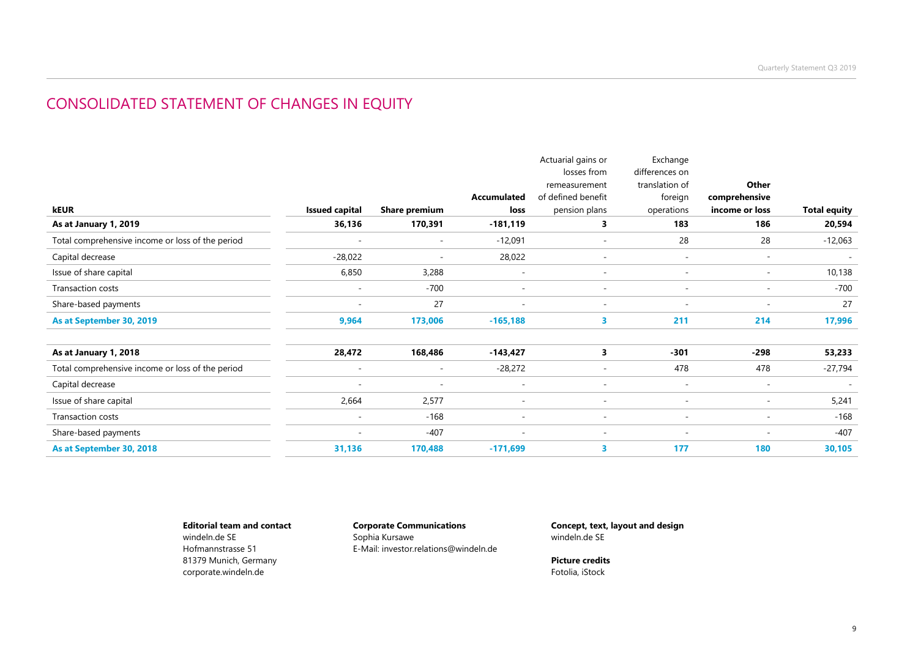# CONSOLIDATED STATEMENT OF CHANGES IN EQUITY

| kEUR | Issued capital | Share premium | Accumulated loss | Actuarial gains or losses from remeasurement of defined benefit pension plans | Exchange differences on translation of foreign operations | Other comprehensive income or loss | Total equity |
|---|---|---|---|---|---|---|---|
| **As at January 1, 2019** | **36,136** | **170,391** | **-181,119** | **3** | **183** | **186** | **20,594** |
| Total comprehensive income or loss of the period | - | - | -12,091 | - | 28 | 28 | -12,063 |
| Capital decrease | -28,022 | - | 28,022 | - | - | - | - |
| Issue of share capital | 6,850 | 3,288 | - | - | - | - | 10,138 |
| Transaction costs | - | -700 | - | - | - | - | -700 |
| Share-based payments | - | 27 | - | - | - | - | 27 |
| **As at September 30, 2019** | **9,964** | **173,006** | **-165,188** | **3** | **211** | **214** | **17,996** |
| | | | | | | | |
| **As at January 1, 2018** | **28,472** | **168,486** | **-143,427** | **3** | **-301** | **-298** | **53,233** |
| Total comprehensive income or loss of the period | - | - | -28,272 | - | 478 | 478 | -27,794 |
| Capital decrease | - | - | - | - | - | - | - |
| Issue of share capital | 2,664 | 2,577 | - | - | - | - | 5,241 |
| Transaction costs | - | -168 | - | - | - | - | -168 |
| Share-based payments | - | -407 | - | - | - | - | -407 |
| **As at September 30, 2018** | **31,136** | **170,488** | **-171,699** | **3** | **177** | **180** | **30,105** |

**Editorial team and contact**
windeln.de SE
Hofmannstrasse 51
81379 Munich, Germany
corporate.windeln.de

**Corporate Communications**
Sophia Kursawe
E-Mail: investor.relations@windeln.de

**Concept, text, layout and design**
windeln.de SE

**Picture credits**
Fotolia, iStock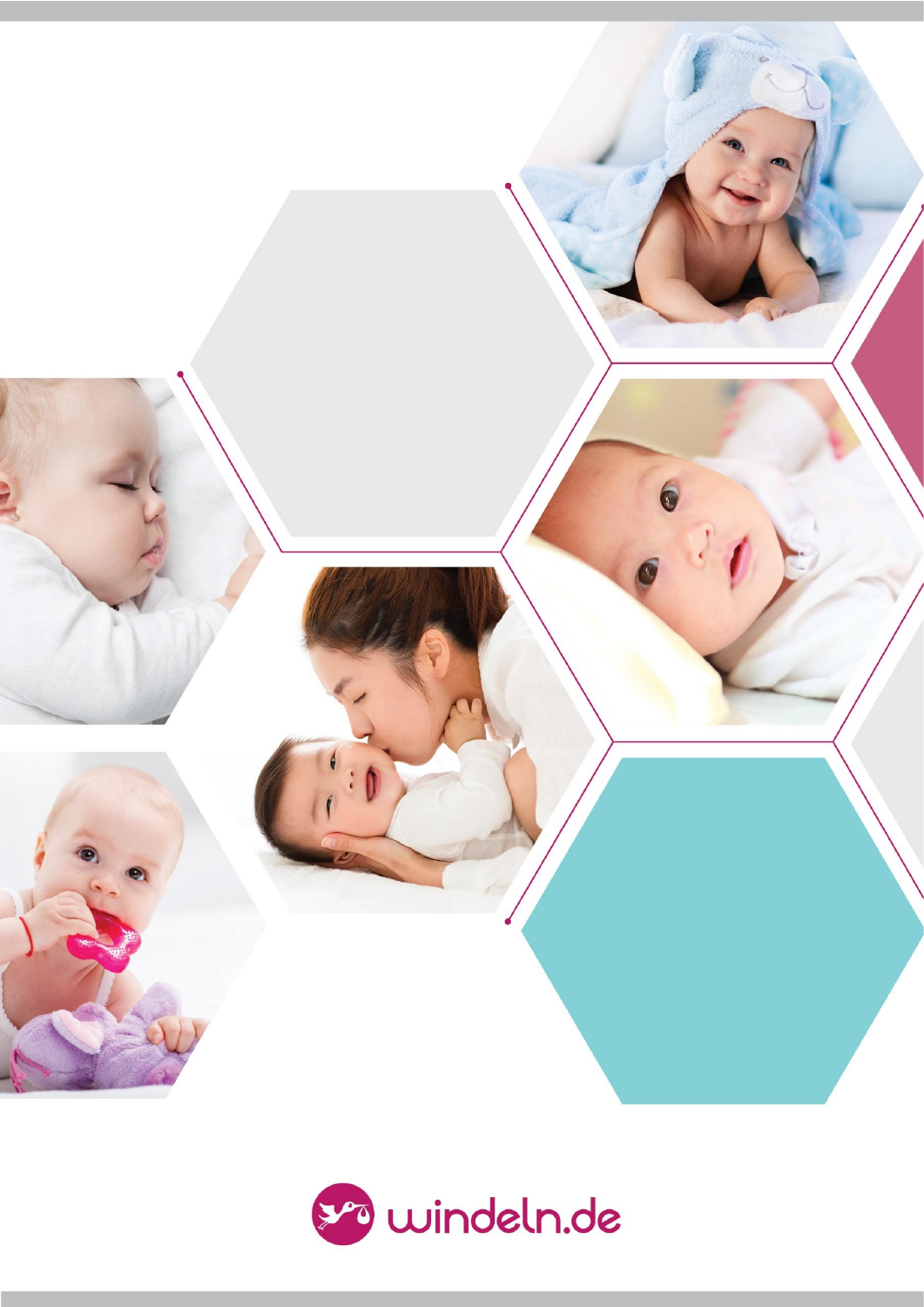windeln.de